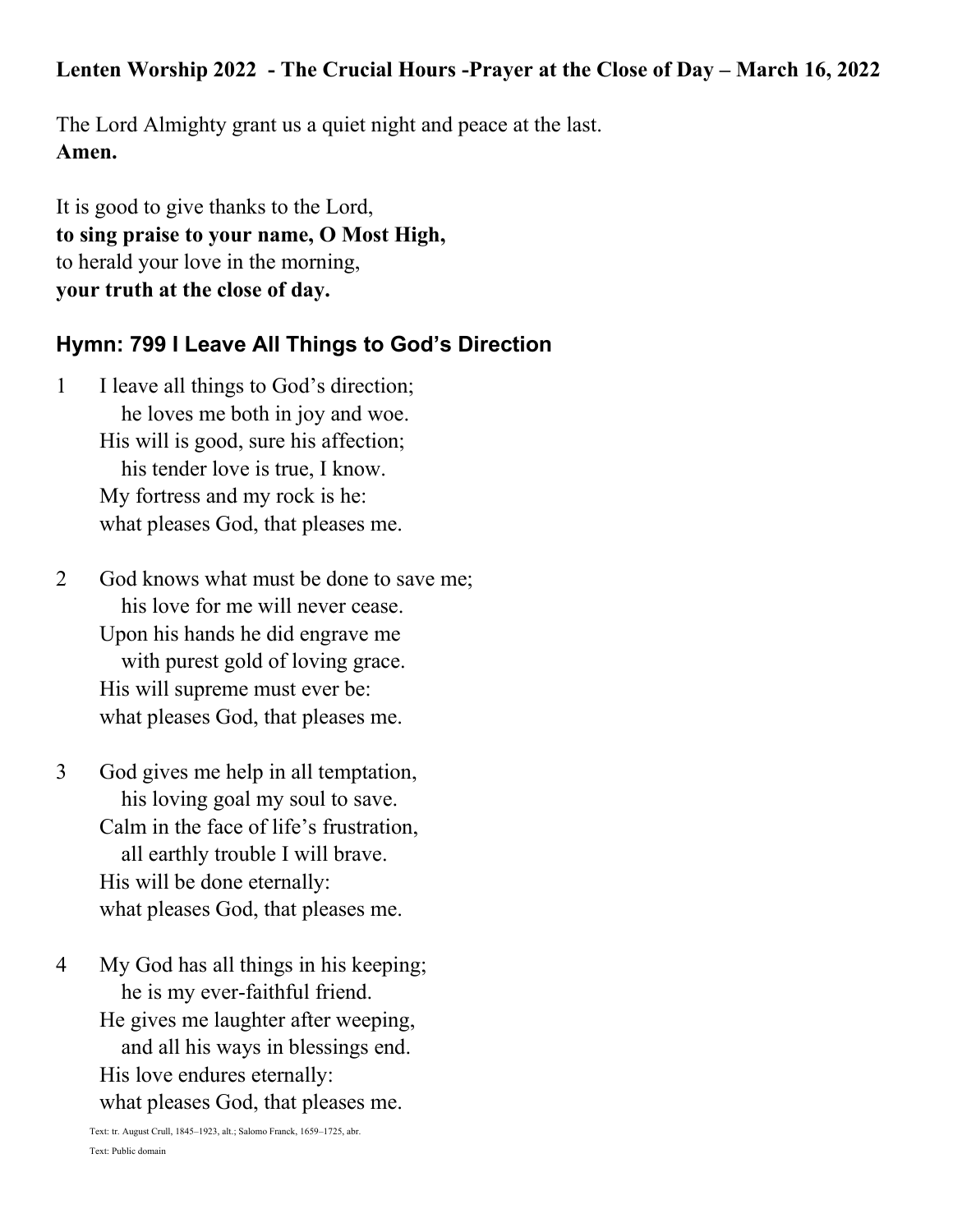**Lenten Worship 2022 - The Crucial Hours -Prayer at the Close of Day – March 16, 2022**

The Lord Almighty grant us a quiet night and peace at the last.
**Amen.**

It is good to give thanks to the Lord,
**to sing praise to your name, O Most High,**
to herald your love in the morning,
**your truth at the close of day.**

## Hymn: 799 I Leave All Things to God's Direction

1 I leave all things to God's direction;
he loves me both in joy and woe.
His will is good, sure his affection;
his tender love is true, I know.
My fortress and my rock is he:
what pleases God, that pleases me.

2 God knows what must be done to save me;
his love for me will never cease.
Upon his hands he did engrave me
with purest gold of loving grace.
His will supreme must ever be:
what pleases God, that pleases me.

3 God gives me help in all temptation,
his loving goal my soul to save.
Calm in the face of life's frustration,
all earthly trouble I will brave.
His will be done eternally:
what pleases God, that pleases me.

4 My God has all things in his keeping;
he is my ever-faithful friend.
He gives me laughter after weeping,
and all his ways in blessings end.
His love endures eternally:
what pleases God, that pleases me.

Text: tr. August Crull, 1845–1923, alt.; Salomo Franck, 1659–1725, abr.
Text: Public domain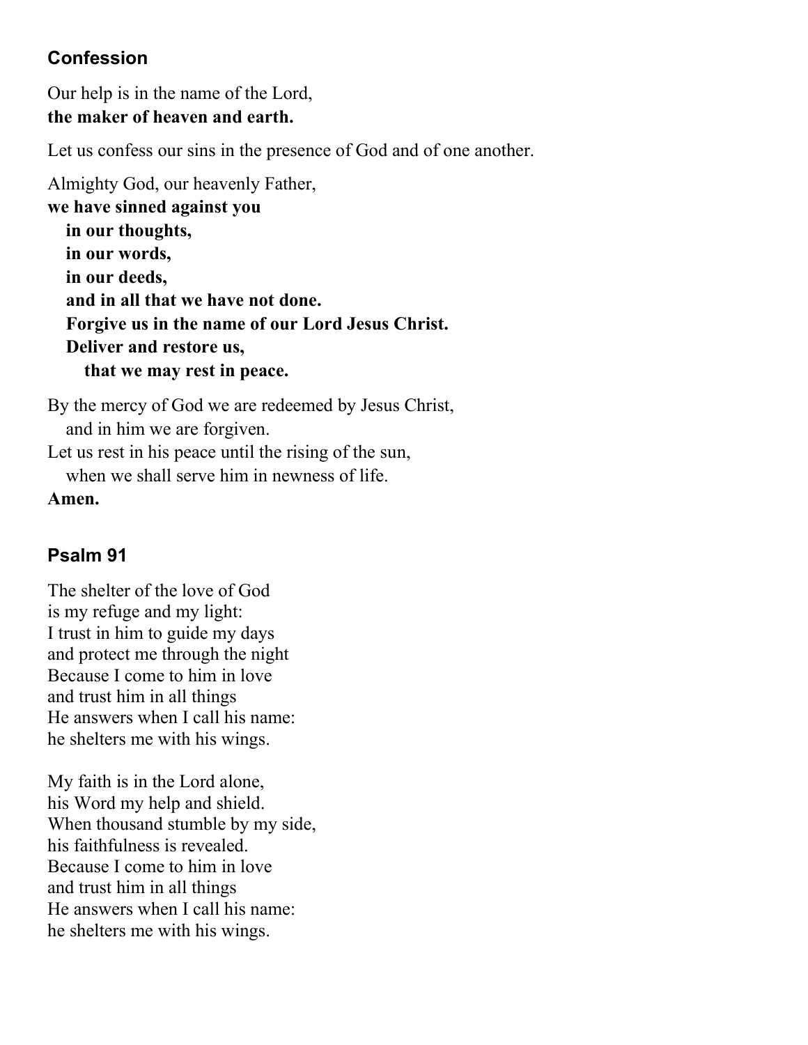## Confession

Our help is in the name of the Lord,
**the maker of heaven and earth.**

Let us confess our sins in the presence of God and of one another.

Almighty God, our heavenly Father,
**we have sinned against you**
**in our thoughts,**
**in our words,**
**in our deeds,**
**and in all that we have not done.**
**Forgive us in the name of our Lord Jesus Christ.**
**Deliver and restore us,**
**that we may rest in peace.**

By the mercy of God we are redeemed by Jesus Christ,
and in him we are forgiven.
Let us rest in his peace until the rising of the sun,
when we shall serve him in newness of life.
**Amen.**

## Psalm 91

The shelter of the love of God
is my refuge and my light:
I trust in him to guide my days
and protect me through the night
Because I come to him in love
and trust him in all things
He answers when I call his name:
he shelters me with his wings.

My faith is in the Lord alone,
his Word my help and shield.
When thousand stumble by my side,
his faithfulness is revealed.
Because I come to him in love
and trust him in all things
He answers when I call his name:
he shelters me with his wings.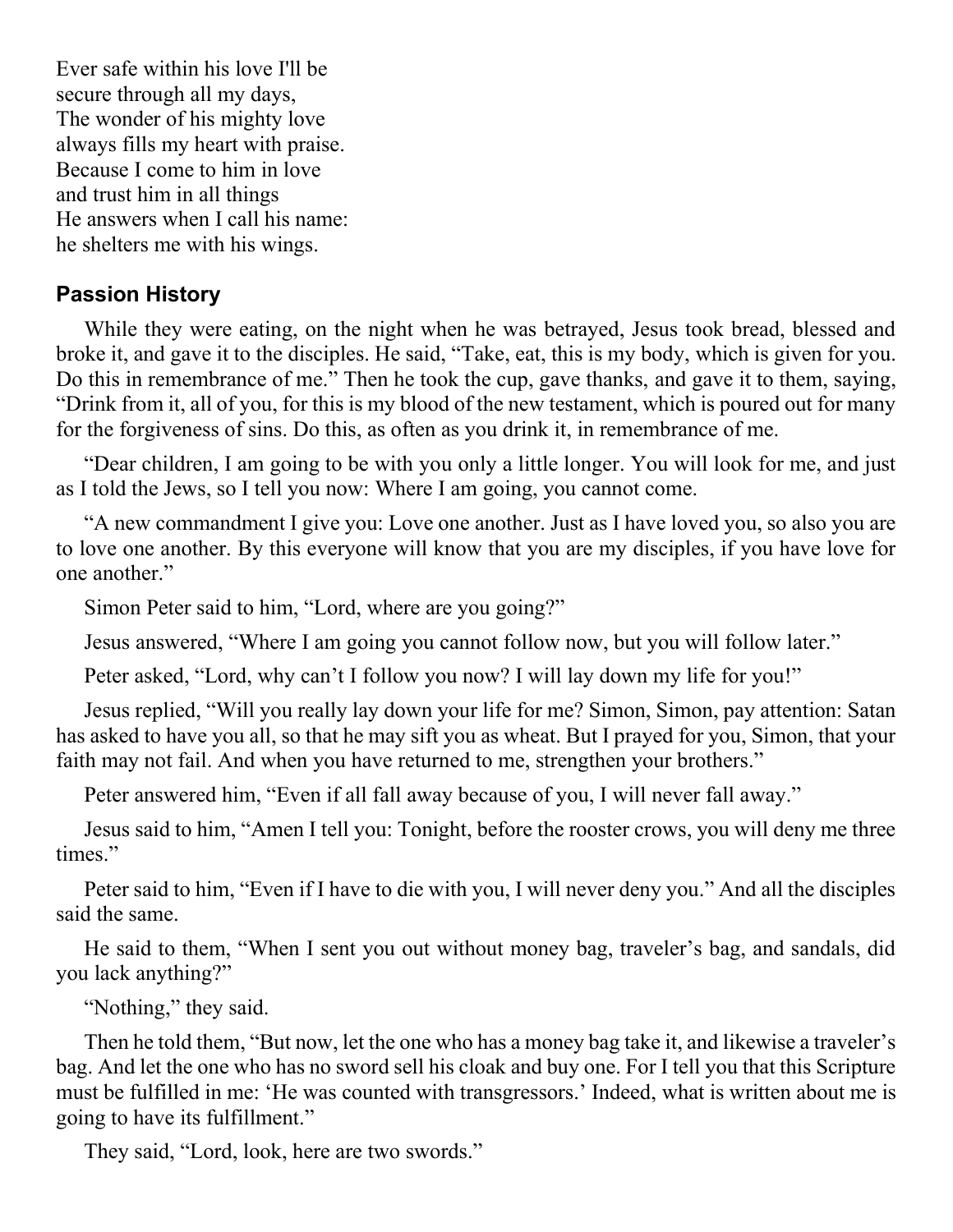Ever safe within his love I'll be
secure through all my days,
The wonder of his mighty love
always fills my heart with praise.
Because I come to him in love
and trust him in all things
He answers when I call his name:
he shelters me with his wings.

## Passion History

While they were eating, on the night when he was betrayed, Jesus took bread, blessed and broke it, and gave it to the disciples. He said, "Take, eat, this is my body, which is given for you. Do this in remembrance of me." Then he took the cup, gave thanks, and gave it to them, saying, "Drink from it, all of you, for this is my blood of the new testament, which is poured out for many for the forgiveness of sins. Do this, as often as you drink it, in remembrance of me.

"Dear children, I am going to be with you only a little longer. You will look for me, and just as I told the Jews, so I tell you now: Where I am going, you cannot come.

"A new commandment I give you: Love one another. Just as I have loved you, so also you are to love one another. By this everyone will know that you are my disciples, if you have love for one another."

Simon Peter said to him, "Lord, where are you going?"

Jesus answered, "Where I am going you cannot follow now, but you will follow later."

Peter asked, "Lord, why can't I follow you now? I will lay down my life for you!"

Jesus replied, "Will you really lay down your life for me? Simon, Simon, pay attention: Satan has asked to have you all, so that he may sift you as wheat. But I prayed for you, Simon, that your faith may not fail. And when you have returned to me, strengthen your brothers."

Peter answered him, "Even if all fall away because of you, I will never fall away."

Jesus said to him, "Amen I tell you: Tonight, before the rooster crows, you will deny me three times."

Peter said to him, "Even if I have to die with you, I will never deny you." And all the disciples said the same.

He said to them, "When I sent you out without money bag, traveler's bag, and sandals, did you lack anything?"

"Nothing," they said.

Then he told them, "But now, let the one who has a money bag take it, and likewise a traveler's bag. And let the one who has no sword sell his cloak and buy one. For I tell you that this Scripture must be fulfilled in me: 'He was counted with transgressors.' Indeed, what is written about me is going to have its fulfillment."

They said, "Lord, look, here are two swords."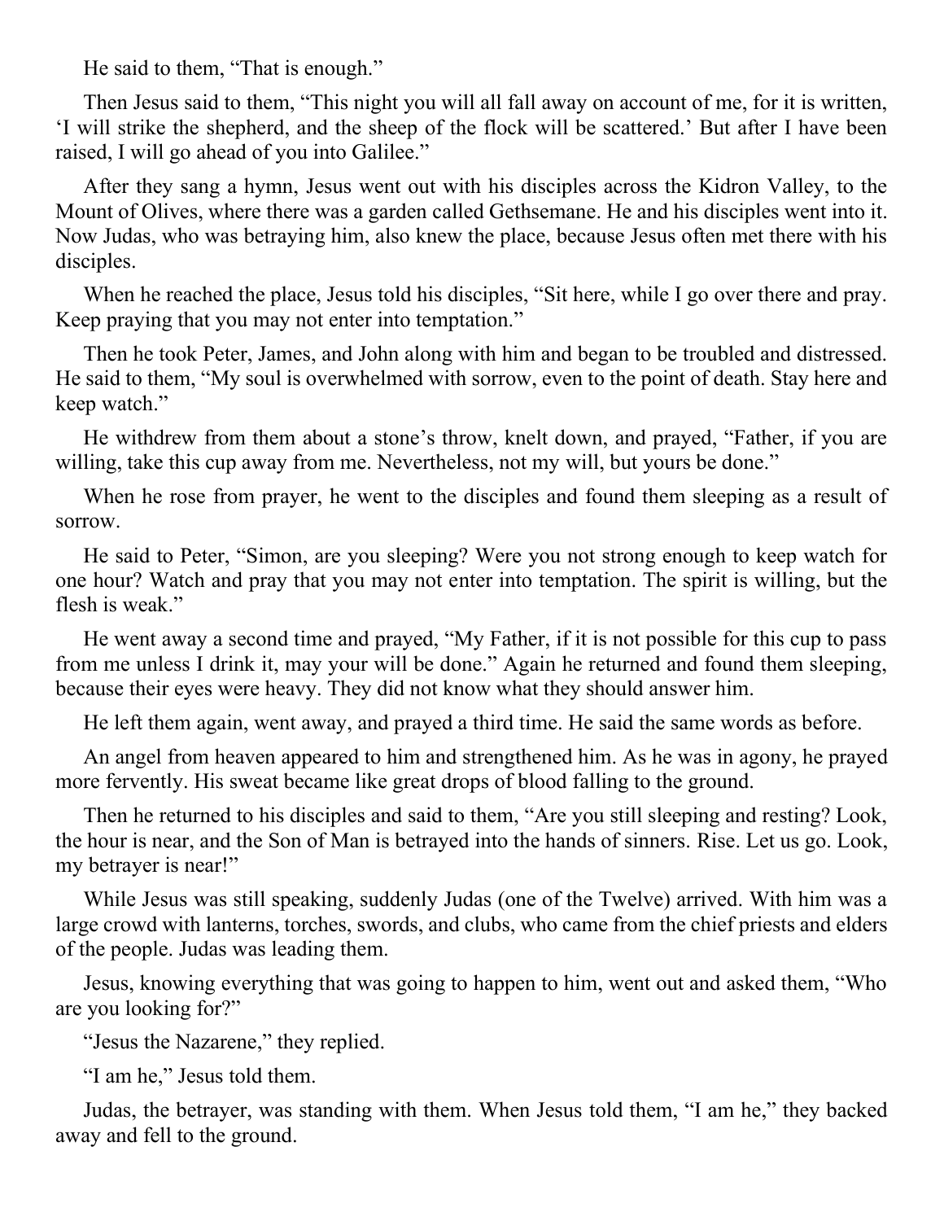He said to them, “That is enough.”

Then Jesus said to them, “This night you will all fall away on account of me, for it is written, ‘I will strike the shepherd, and the sheep of the flock will be scattered.’ But after I have been raised, I will go ahead of you into Galilee.”

After they sang a hymn, Jesus went out with his disciples across the Kidron Valley, to the Mount of Olives, where there was a garden called Gethsemane. He and his disciples went into it. Now Judas, who was betraying him, also knew the place, because Jesus often met there with his disciples.

When he reached the place, Jesus told his disciples, “Sit here, while I go over there and pray. Keep praying that you may not enter into temptation.”

Then he took Peter, James, and John along with him and began to be troubled and distressed. He said to them, “My soul is overwhelmed with sorrow, even to the point of death. Stay here and keep watch.”

He withdrew from them about a stone’s throw, knelt down, and prayed, “Father, if you are willing, take this cup away from me. Nevertheless, not my will, but yours be done.”

When he rose from prayer, he went to the disciples and found them sleeping as a result of sorrow.

He said to Peter, “Simon, are you sleeping? Were you not strong enough to keep watch for one hour? Watch and pray that you may not enter into temptation. The spirit is willing, but the flesh is weak.”

He went away a second time and prayed, “My Father, if it is not possible for this cup to pass from me unless I drink it, may your will be done.” Again he returned and found them sleeping, because their eyes were heavy. They did not know what they should answer him.

He left them again, went away, and prayed a third time. He said the same words as before.

An angel from heaven appeared to him and strengthened him. As he was in agony, he prayed more fervently. His sweat became like great drops of blood falling to the ground.

Then he returned to his disciples and said to them, “Are you still sleeping and resting? Look, the hour is near, and the Son of Man is betrayed into the hands of sinners. Rise. Let us go. Look, my betrayer is near!”

While Jesus was still speaking, suddenly Judas (one of the Twelve) arrived. With him was a large crowd with lanterns, torches, swords, and clubs, who came from the chief priests and elders of the people. Judas was leading them.

Jesus, knowing everything that was going to happen to him, went out and asked them, “Who are you looking for?”

“Jesus the Nazarene,” they replied.

“I am he,” Jesus told them.

Judas, the betrayer, was standing with them. When Jesus told them, “I am he,” they backed away and fell to the ground.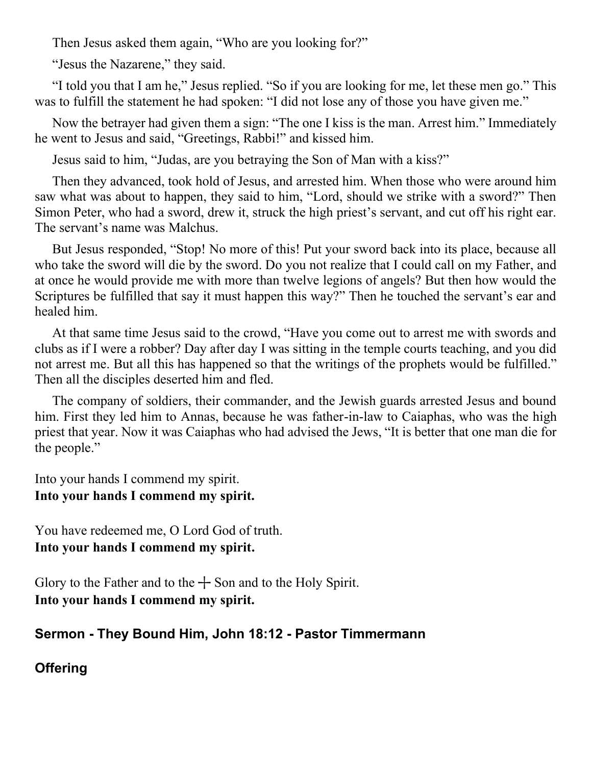Then Jesus asked them again, "Who are you looking for?"

"Jesus the Nazarene," they said.

"I told you that I am he," Jesus replied. "So if you are looking for me, let these men go." This was to fulfill the statement he had spoken: "I did not lose any of those you have given me."

Now the betrayer had given them a sign: "The one I kiss is the man. Arrest him." Immediately he went to Jesus and said, "Greetings, Rabbi!" and kissed him.

Jesus said to him, "Judas, are you betraying the Son of Man with a kiss?"

Then they advanced, took hold of Jesus, and arrested him. When those who were around him saw what was about to happen, they said to him, "Lord, should we strike with a sword?" Then Simon Peter, who had a sword, drew it, struck the high priest's servant, and cut off his right ear. The servant's name was Malchus.

But Jesus responded, "Stop! No more of this! Put your sword back into its place, because all who take the sword will die by the sword. Do you not realize that I could call on my Father, and at once he would provide me with more than twelve legions of angels? But then how would the Scriptures be fulfilled that say it must happen this way?" Then he touched the servant's ear and healed him.

At that same time Jesus said to the crowd, "Have you come out to arrest me with swords and clubs as if I were a robber? Day after day I was sitting in the temple courts teaching, and you did not arrest me. But all this has happened so that the writings of the prophets would be fulfilled." Then all the disciples deserted him and fled.

The company of soldiers, their commander, and the Jewish guards arrested Jesus and bound him. First they led him to Annas, because he was father-in-law to Caiaphas, who was the high priest that year. Now it was Caiaphas who had advised the Jews, "It is better that one man die for the people."

Into your hands I commend my spirit.
**Into your hands I commend my spirit.**

You have redeemed me, O Lord God of truth.
**Into your hands I commend my spirit.**

Glory to the Father and to the ┼ Son and to the Holy Spirit.
**Into your hands I commend my spirit.**

## Sermon - They Bound Him, John 18:12 - Pastor Timmermann

## Offering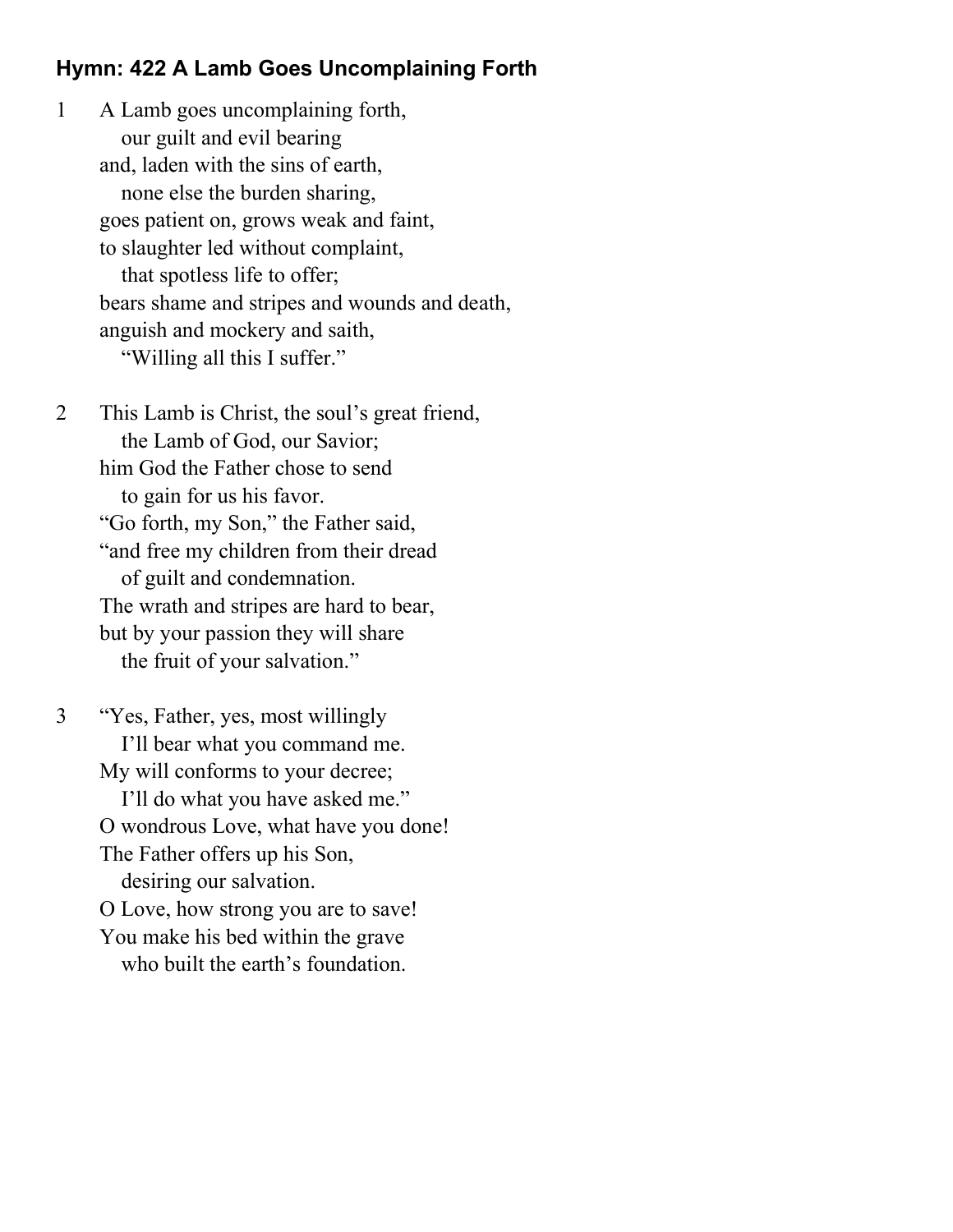**Hymn: 422 A Lamb Goes Uncomplaining Forth**

1 A Lamb goes uncomplaining forth,  
  our guilt and evil bearing  
and, laden with the sins of earth,  
  none else the burden sharing,  
goes patient on, grows weak and faint,  
to slaughter led without complaint,  
  that spotless life to offer;  
bears shame and stripes and wounds and death,  
anguish and mockery and saith,  
  "Willing all this I suffer."

2 This Lamb is Christ, the soul's great friend,  
  the Lamb of God, our Savior;  
him God the Father chose to send  
  to gain for us his favor.  
"Go forth, my Son," the Father said,  
"and free my children from their dread  
  of guilt and condemnation.  
The wrath and stripes are hard to bear,  
but by your passion they will share  
  the fruit of your salvation."

3 "Yes, Father, yes, most willingly  
  I'll bear what you command me.  
My will conforms to your decree;  
  I'll do what you have asked me."  
O wondrous Love, what have you done!  
The Father offers up his Son,  
  desiring our salvation.  
O Love, how strong you are to save!  
You make his bed within the grave  
  who built the earth's foundation.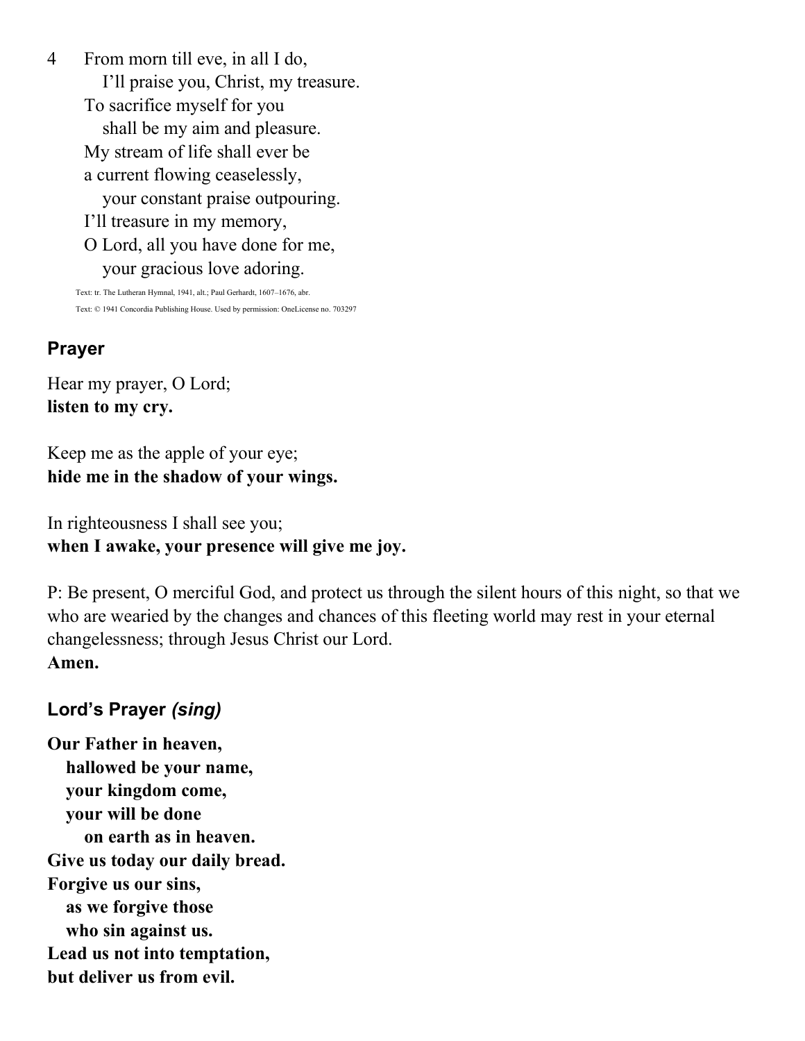4 From morn till eve, in all I do,
 I'll praise you, Christ, my treasure.
 To sacrifice myself for you
 shall be my aim and pleasure.
 My stream of life shall ever be
 a current flowing ceaselessly,
 your constant praise outpouring.
 I'll treasure in my memory,
 O Lord, all you have done for me,
 your gracious love adoring.

Text: tr. The Lutheran Hymnal, 1941, alt.; Paul Gerhardt, 1607–1676, abr.

Text: © 1941 Concordia Publishing House. Used by permission: OneLicense no. 703297

## Prayer

Hear my prayer, O Lord;
**listen to my cry.**

Keep me as the apple of your eye;
**hide me in the shadow of your wings.**

In righteousness I shall see you;
**when I awake, your presence will give me joy.**

P: Be present, O merciful God, and protect us through the silent hours of this night, so that we who are wearied by the changes and chances of this fleeting world may rest in your eternal changelessness; through Jesus Christ our Lord.
**Amen.**

## Lord's Prayer *(sing)*

**Our Father in heaven,**
**hallowed be your name,**
**your kingdom come,**
**your will be done**
**on earth as in heaven.**
**Give us today our daily bread.**
**Forgive us our sins,**
**as we forgive those**
**who sin against us.**
**Lead us not into temptation,**
**but deliver us from evil.**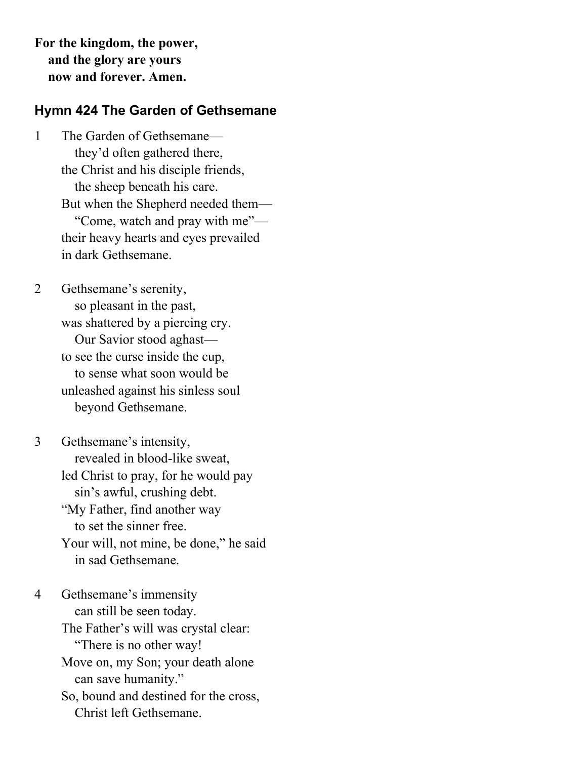**For the kingdom, the power,**
**and the glory are yours**
**now and forever. Amen.**

### Hymn 424 The Garden of Gethsemane

1 The Garden of Gethsemane—
they'd often gathered there,
the Christ and his disciple friends,
the sheep beneath his care.
But when the Shepherd needed them—
"Come, watch and pray with me"—
their heavy hearts and eyes prevailed
in dark Gethsemane.

2 Gethsemane's serenity,
so pleasant in the past,
was shattered by a piercing cry.
Our Savior stood aghast—
to see the curse inside the cup,
to sense what soon would be
unleashed against his sinless soul
beyond Gethsemane.

3 Gethsemane's intensity,
revealed in blood-like sweat,
led Christ to pray, for he would pay
sin's awful, crushing debt.
"My Father, find another way
to set the sinner free.
Your will, not mine, be done," he said
in sad Gethsemane.

4 Gethsemane's immensity
can still be seen today.
The Father's will was crystal clear:
"There is no other way!
Move on, my Son; your death alone
can save humanity."
So, bound and destined for the cross,
Christ left Gethsemane.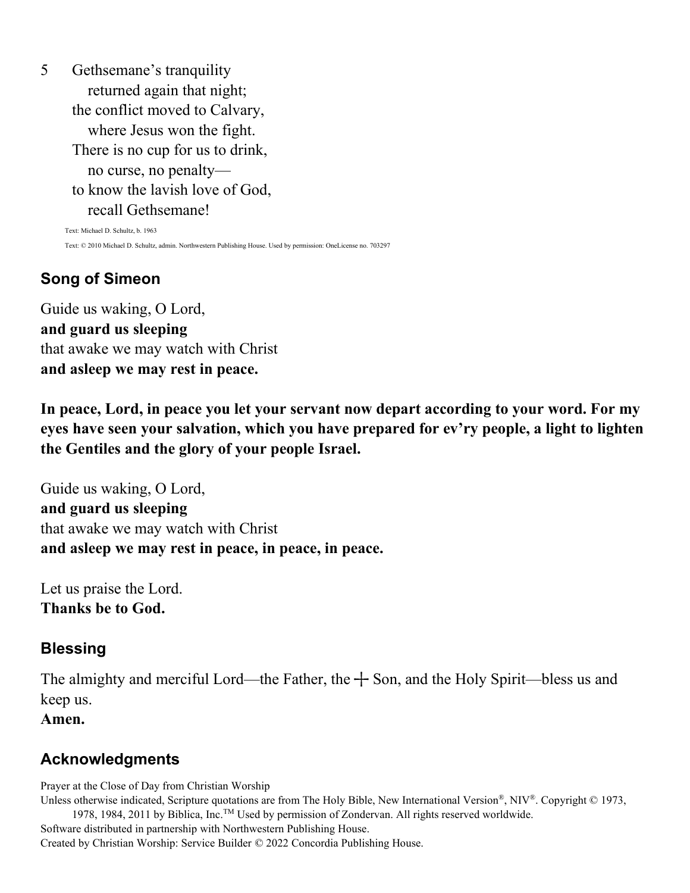5 Gethsemane's tranquility
  returned again that night;
the conflict moved to Calvary,
  where Jesus won the fight.
There is no cup for us to drink,
  no curse, no penalty—
to know the lavish love of God,
  recall Gethsemane!

Text: Michael D. Schultz, b. 1963

Text: © 2010 Michael D. Schultz, admin. Northwestern Publishing House. Used by permission: OneLicense no. 703297

## Song of Simeon

Guide us waking, O Lord,
**and guard us sleeping**
that awake we may watch with Christ
**and asleep we may rest in peace.**

**In peace, Lord, in peace you let your servant now depart according to your word. For my eyes have seen your salvation, which you have prepared for ev'ry people, a light to lighten the Gentiles and the glory of your people Israel.**

Guide us waking, O Lord,
**and guard us sleeping**
that awake we may watch with Christ
**and asleep we may rest in peace, in peace, in peace.**

Let us praise the Lord.
**Thanks be to God.**

## Blessing

The almighty and merciful Lord—the Father, the ✝ Son, and the Holy Spirit—bless us and keep us.
**Amen.**

## Acknowledgments

Prayer at the Close of Day from Christian Worship
Unless otherwise indicated, Scripture quotations are from The Holy Bible, New International Version®, NIV®. Copyright © 1973, 1978, 1984, 2011 by Biblica, Inc.™ Used by permission of Zondervan. All rights reserved worldwide.
Software distributed in partnership with Northwestern Publishing House.
Created by Christian Worship: Service Builder © 2022 Concordia Publishing House.